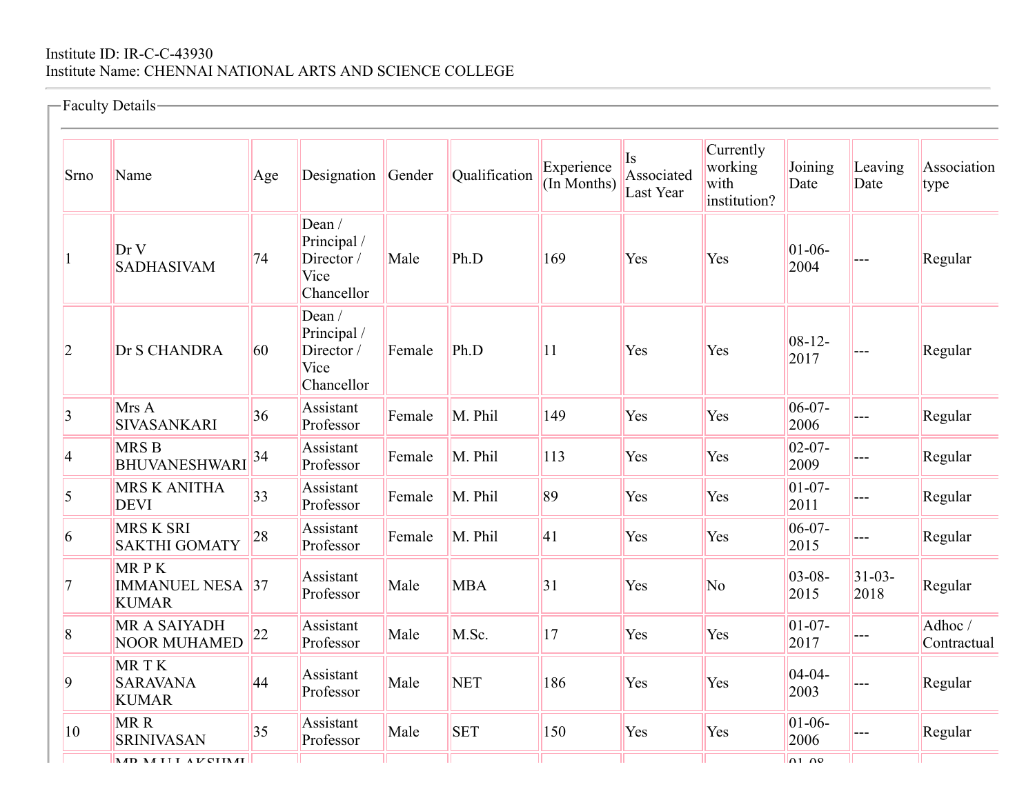Institute ID: IR-C-C-43930
Institute Name: CHENNAI NATIONAL ARTS AND SCIENCE COLLEGE

---

Faculty Details

| Srno | Name | Age | Designation | Gender | Qualification | Experience (In Months) | Is Associated Last Year | Currently working with institution? | Joining Date | Leaving Date | Association type |
|---|---|---|---|---|---|---|---|---|---|---|---|
| 1 | Dr V SADHASIVAM | 74 | Dean / Principal / Director / Vice Chancellor | Male | Ph.D | 169 | Yes | Yes | 01-06-2004 | --- | Regular |
| 2 | Dr S CHANDRA | 60 | Dean / Principal / Director / Vice Chancellor | Female | Ph.D | 11 | Yes | Yes | 08-12-2017 | --- | Regular |
| 3 | Mrs A SIVASANKARI | 36 | Assistant Professor | Female | M. Phil | 149 | Yes | Yes | 06-07-2006 | --- | Regular |
| 4 | MRS B BHUVANESHWARI | 34 | Assistant Professor | Female | M. Phil | 113 | Yes | Yes | 02-07-2009 | --- | Regular |
| 5 | MRS K ANITHA DEVI | 33 | Assistant Professor | Female | M. Phil | 89 | Yes | Yes | 01-07-2011 | --- | Regular |
| 6 | MRS K SRI SAKTHI GOMATY | 28 | Assistant Professor | Female | M. Phil | 41 | Yes | Yes | 06-07-2015 | --- | Regular |
| 7 | MR P K IMMANUEL NESA KUMAR | 37 | Assistant Professor | Male | MBA | 31 | Yes | No | 03-08-2015 | 31-03-2018 | Regular |
| 8 | MR A SAIYADH NOOR MUHAMED | 22 | Assistant Professor | Male | M.Sc. | 17 | Yes | Yes | 01-07-2017 | --- | Adhoc / Contractual |
| 9 | MR T K SARAVANA KUMAR | 44 | Assistant Professor | Male | NET | 186 | Yes | Yes | 04-04-2003 | --- | Regular |
| 10 | MR R SRINIVASAN | 35 | Assistant Professor | Male | SET | 150 | Yes | Yes | 01-06-2006 | --- | Regular |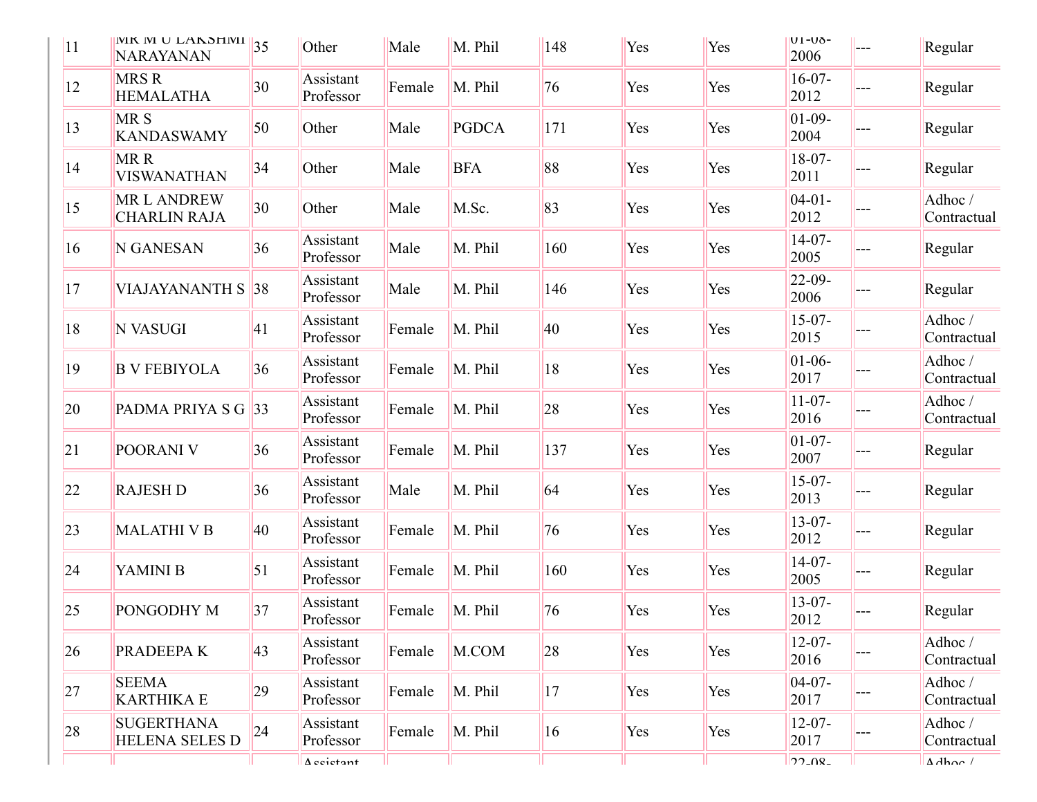| 11 | MR M U LAKSHMI NARAYANAN | 35 | Other | Male | M. Phil | 148 | Yes | Yes | 01-08-2006 | --- | Regular |
|---|---|---|---|---|---|---|---|---|---|---|---|
| 12 | MRS R HEMALATHA | 30 | Assistant Professor | Female | M. Phil | 76 | Yes | Yes | 16-07-2012 | --- | Regular |
| 13 | MR S KANDASWAMY | 50 | Other | Male | PGDCA | 171 | Yes | Yes | 01-09-2004 | --- | Regular |
| 14 | MR R VISWANATHAN | 34 | Other | Male | BFA | 88 | Yes | Yes | 18-07-2011 | --- | Regular |
| 15 | MR L ANDREW CHARLIN RAJA | 30 | Other | Male | M.Sc. | 83 | Yes | Yes | 04-01-2012 | --- | Adhoc / Contractual |
| 16 | N GANESAN | 36 | Assistant Professor | Male | M. Phil | 160 | Yes | Yes | 14-07-2005 | --- | Regular |
| 17 | VIAJAYANANTH S | 38 | Assistant Professor | Male | M. Phil | 146 | Yes | Yes | 22-09-2006 | --- | Regular |
| 18 | N VASUGI | 41 | Assistant Professor | Female | M. Phil | 40 | Yes | Yes | 15-07-2015 | --- | Adhoc / Contractual |
| 19 | B V FEBIYOLA | 36 | Assistant Professor | Female | M. Phil | 18 | Yes | Yes | 01-06-2017 | --- | Adhoc / Contractual |
| 20 | PADMA PRIYA S G | 33 | Assistant Professor | Female | M. Phil | 28 | Yes | Yes | 11-07-2016 | --- | Adhoc / Contractual |
| 21 | POORANI V | 36 | Assistant Professor | Female | M. Phil | 137 | Yes | Yes | 01-07-2007 | --- | Regular |
| 22 | RAJESH D | 36 | Assistant Professor | Male | M. Phil | 64 | Yes | Yes | 15-07-2013 | --- | Regular |
| 23 | MALATHI V B | 40 | Assistant Professor | Female | M. Phil | 76 | Yes | Yes | 13-07-2012 | --- | Regular |
| 24 | YAMINI B | 51 | Assistant Professor | Female | M. Phil | 160 | Yes | Yes | 14-07-2005 | --- | Regular |
| 25 | PONGODHY M | 37 | Assistant Professor | Female | M. Phil | 76 | Yes | Yes | 13-07-2012 | --- | Regular |
| 26 | PRADEEPA K | 43 | Assistant Professor | Female | M.COM | 28 | Yes | Yes | 12-07-2016 | --- | Adhoc / Contractual |
| 27 | SEEMA KARTHIKA E | 29 | Assistant Professor | Female | M. Phil | 17 | Yes | Yes | 04-07-2017 | --- | Adhoc / Contractual |
| 28 | SUGERTHANA HELENA SELES D | 24 | Assistant Professor | Female | M. Phil | 16 | Yes | Yes | 12-07-2017 | --- | Adhoc / Contractual |
| | | | Assistant | | | | | | 22-08- | | Adhoc / |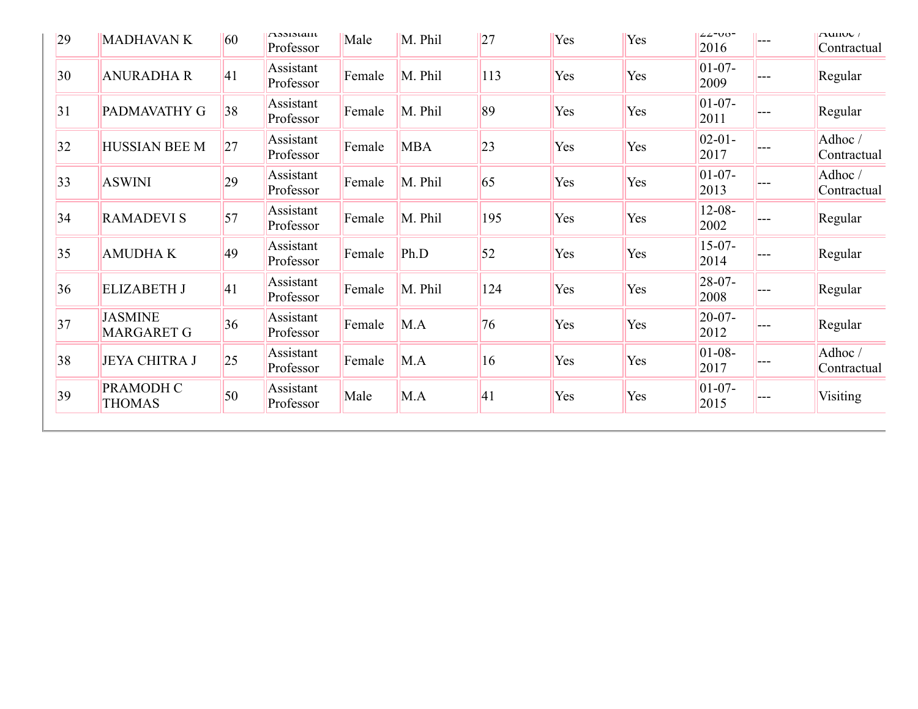| | | | | | | | | | | | |
|---|---|---|---|---|---|---|---|---|---|---|---|
| 29 | MADHAVAN K | 60 | Assistant Professor | Male | M. Phil | 27 | Yes | Yes | 22-08-2016 | --- | Adhoc / Contractual |
| 30 | ANURADHA R | 41 | Assistant Professor | Female | M. Phil | 113 | Yes | Yes | 01-07-2009 | --- | Regular |
| 31 | PADMAVATHY G | 38 | Assistant Professor | Female | M. Phil | 89 | Yes | Yes | 01-07-2011 | --- | Regular |
| 32 | HUSSIAN BEE M | 27 | Assistant Professor | Female | MBA | 23 | Yes | Yes | 02-01-2017 | --- | Adhoc / Contractual |
| 33 | ASWINI | 29 | Assistant Professor | Female | M. Phil | 65 | Yes | Yes | 01-07-2013 | --- | Adhoc / Contractual |
| 34 | RAMADEVI S | 57 | Assistant Professor | Female | M. Phil | 195 | Yes | Yes | 12-08-2002 | --- | Regular |
| 35 | AMUDHA K | 49 | Assistant Professor | Female | Ph.D | 52 | Yes | Yes | 15-07-2014 | --- | Regular |
| 36 | ELIZABETH J | 41 | Assistant Professor | Female | M. Phil | 124 | Yes | Yes | 28-07-2008 | --- | Regular |
| 37 | JASMINE MARGARET G | 36 | Assistant Professor | Female | M.A | 76 | Yes | Yes | 20-07-2012 | --- | Regular |
| 38 | JEYA CHITRA J | 25 | Assistant Professor | Female | M.A | 16 | Yes | Yes | 01-08-2017 | --- | Adhoc / Contractual |
| 39 | PRAMODH C THOMAS | 50 | Assistant Professor | Male | M.A | 41 | Yes | Yes | 01-07-2015 | --- | Visiting |